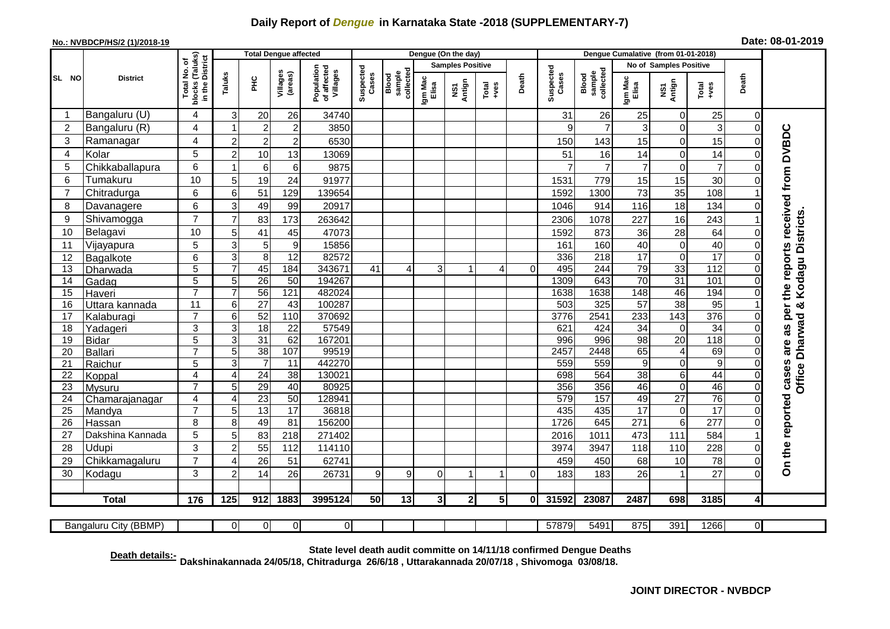# Daily Report of *Dengue* in Karnataka State -2018 (SUPPLEMENTARY-7)

**No.: NVBDCP/HS/2 (1)/2018-19** **Date: 08-01-2019**

| SL NO | District | Total No. of blocks (Taluks) in the District | Total Dengue affected | | | | Dengue (On the day) | | | | | | | Dengue Cumalative (from 01-01-2018) | | | | | | | |
|---|---|---|---|---|---|---|---|---|---|---|---|---|---|---|---|---|---|---|---|---|
| | | | Taluks | PHC | Villages (areas) | Population of affected Villages | Suspected Cases | Blood sample collected | Samples Positive | | | Death | Suspected Cases | Blood sample collected | No of Samples Positive | | | Death | |
| | | | | | | | | | Igm Mac Elisa | NS1 Antign | Total +ves | | | | Igm Mac Elisa | NS1 Antign | Total +ves | | |
| 1 | Bangaluru (U) | 4 | 3 | 20 | 26 | 34740 | | | | | | | 31 | 26 | 25 | 0 | 25 | 0 | On the reported cases are as per the reports received from DVBDC Office Dharwad & Kodagu Districts. |
| 2 | Bangaluru (R) | 4 | 1 | 2 | 2 | 3850 | | | | | | | 9 | 7 | 3 | 0 | 3 | 0 | |
| 3 | Ramanagar | 4 | 2 | 2 | 2 | 6530 | | | | | | | 150 | 143 | 15 | 0 | 15 | 0 | |
| 4 | Kolar | 5 | 2 | 10 | 13 | 13069 | | | | | | | 51 | 16 | 14 | 0 | 14 | 0 | |
| 5 | Chikkaballapura | 6 | 1 | 6 | 6 | 9875 | | | | | | | 7 | 7 | 7 | 0 | 7 | 0 | |
| 6 | Tumakuru | 10 | 5 | 19 | 24 | 91977 | | | | | | | 1531 | 779 | 15 | 15 | 30 | 0 | |
| 7 | Chitradurga | 6 | 6 | 51 | 129 | 139654 | | | | | | | 1592 | 1300 | 73 | 35 | 108 | 1 | |
| 8 | Davanagere | 6 | 3 | 49 | 99 | 20917 | | | | | | | 1046 | 914 | 116 | 18 | 134 | 0 | |
| 9 | Shivamogga | 7 | 7 | 83 | 173 | 263642 | | | | | | | 2306 | 1078 | 227 | 16 | 243 | 1 | |
| 10 | Belagavi | 10 | 5 | 41 | 45 | 47073 | | | | | | | 1592 | 873 | 36 | 28 | 64 | 0 | |
| 11 | Vijayapura | 5 | 3 | 5 | 9 | 15856 | | | | | | | 161 | 160 | 40 | 0 | 40 | 0 | |
| 12 | Bagalkote | 6 | 3 | 8 | 12 | 82572 | | | | | | | 336 | 218 | 17 | 0 | 17 | 0 | |
| 13 | Dharwada | 5 | 7 | 45 | 184 | 343671 | 41 | 4 | 3 | 1 | 4 | 0 | 495 | 244 | 79 | 33 | 112 | 0 | |
| 14 | Gadag | 5 | 5 | 26 | 50 | 194267 | | | | | | | 1309 | 643 | 70 | 31 | 101 | 0 | |
| 15 | Haveri | 7 | 7 | 56 | 121 | 482024 | | | | | | | 1638 | 1638 | 148 | 46 | 194 | 0 | |
| 16 | Uttara kannada | 11 | 6 | 27 | 43 | 100287 | | | | | | | 503 | 325 | 57 | 38 | 95 | 1 | |
| 17 | Kalaburagi | 7 | 6 | 52 | 110 | 370692 | | | | | | | 3776 | 2541 | 233 | 143 | 376 | 0 | |
| 18 | Yadageri | 3 | 3 | 18 | 22 | 57549 | | | | | | | 621 | 424 | 34 | 0 | 34 | 0 | |
| 19 | Bidar | 5 | 3 | 31 | 62 | 167201 | | | | | | | 996 | 996 | 98 | 20 | 118 | 0 | |
| 20 | Ballari | 7 | 5 | 38 | 107 | 99519 | | | | | | | 2457 | 2448 | 65 | 4 | 69 | 0 | |
| 21 | Raichur | 5 | 3 | 7 | 11 | 442270 | | | | | | | 559 | 559 | 9 | 0 | 9 | 0 | |
| 22 | Koppal | 4 | 4 | 24 | 38 | 130021 | | | | | | | 698 | 564 | 38 | 6 | 44 | 0 | |
| 23 | Mysuru | 7 | 5 | 29 | 40 | 80925 | | | | | | | 356 | 356 | 46 | 0 | 46 | 0 | |
| 24 | Chamarajanagar | 4 | 4 | 23 | 50 | 128941 | | | | | | | 579 | 157 | 49 | 27 | 76 | 0 | |
| 25 | Mandya | 7 | 5 | 13 | 17 | 36818 | | | | | | | 435 | 435 | 17 | 0 | 17 | 0 | |
| 26 | Hassan | 8 | 8 | 49 | 81 | 156200 | | | | | | | 1726 | 645 | 271 | 6 | 277 | 0 | |
| 27 | Dakshina Kannada | 5 | 5 | 83 | 218 | 271402 | | | | | | | 2016 | 1011 | 473 | 111 | 584 | 1 | |
| 28 | Udupi | 3 | 2 | 55 | 112 | 114110 | | | | | | | 3974 | 3947 | 118 | 110 | 228 | 0 | |
| 29 | Chikkamagaluru | 7 | 4 | 26 | 51 | 62741 | | | | | | | 459 | 450 | 68 | 10 | 78 | 0 | |
| 30 | Kodagu | 3 | 2 | 14 | 26 | 26731 | 9 | 9 | 0 | 1 | 1 | 0 | 183 | 183 | 26 | 1 | 27 | 0 | |
| | **Total** | **176** | **125** | **912** | **1883** | **3995124** | **50** | **13** | **3** | **2** | **5** | **0** | **31592** | **23087** | **2487** | **698** | **3185** | **4** | |
| | Bangaluru City (BBMP) | | 0 | 0 | 0 | 0 | | | | | | | 57879 | 5491 | 875 | 391 | 1266 | 0 | |

**Death details:-** **State level death audit committe on 14/11/18 confirmed Dengue Deaths Dakshinakannada 24/05/18, Chitradurga 26/6/18 , Uttarakannada 20/07/18 , Shivomoga 03/08/18.**

**JOINT DIRECTOR - NVBDCP**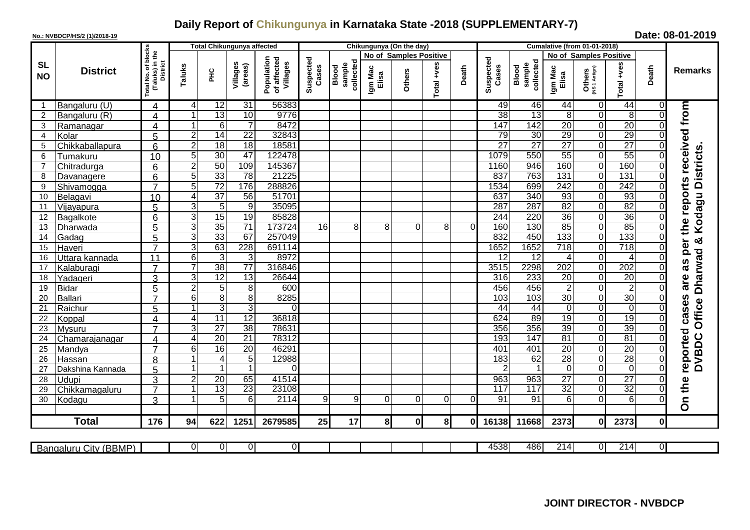# Daily Report of Chikungunya in Karnataka State -2018 (SUPPLEMENTARY-7)

**No.: NVBDCP/HS/2 (1)/2018-19**

**Date: 08-01-2019**

| SL NO | District | Total No. of blocks (Taluks) in the District | Total Chikungunya affected | | | | Chikungunya (On the day) | | | | | | | Cumalative (from 01-01-2018) | | | | | | | Remarks |
|---|---|---|---|---|---|---|---|---|---|---|---|---|---|---|---|---|---|---|---|---|---|
| | | | Taluks | PHC | Villages (areas) | Population of affected Villages | Suspected Cases | Blood sample collected | No of Samples Positive | | | | Suspected Cases | Blood sample collected | No of Samples Positive | | | | | |
| | | | | | | | | | Igm Mac Elisa | Others | Total +ves | Death | | | Igm Mac Elisa | Others (NS1 Antign) | Total +ves | Death | |
| 1 | Bangaluru (U) | 4 | 4 | 12 | 31 | 56383 | | | | | | | 49 | 46 | 44 | 0 | 44 | 0 | On the reported cases are as per the reports received from DVBDC Office Dharwad & Kodagu Districts. |
| 2 | Bangaluru (R) | 4 | 1 | 13 | 10 | 9776 | | | | | | | 38 | 13 | 8 | 0 | 8 | 0 | |
| 3 | Ramanagar | 4 | 1 | 6 | 7 | 8472 | | | | | | | 147 | 142 | 20 | 0 | 20 | 0 | |
| 4 | Kolar | 5 | 2 | 14 | 22 | 32843 | | | | | | | 79 | 30 | 29 | 0 | 29 | 0 | |
| 5 | Chikkaballapura | 6 | 2 | 18 | 18 | 18581 | | | | | | | 27 | 27 | 27 | 0 | 27 | 0 | |
| 6 | Tumakuru | 10 | 5 | 30 | 47 | 122478 | | | | | | | 1079 | 550 | 55 | 0 | 55 | 0 | |
| 7 | Chitradurga | 6 | 2 | 50 | 109 | 145367 | | | | | | | 1160 | 946 | 160 | 0 | 160 | 0 | |
| 8 | Davanagere | 6 | 5 | 33 | 78 | 21225 | | | | | | | 837 | 763 | 131 | 0 | 131 | 0 | |
| 9 | Shivamogga | 7 | 5 | 72 | 176 | 288826 | | | | | | | 1534 | 699 | 242 | 0 | 242 | 0 | |
| 10 | Belagavi | 10 | 4 | 37 | 56 | 51701 | | | | | | | 637 | 340 | 93 | 0 | 93 | 0 | |
| 11 | Vijayapura | 5 | 3 | 5 | 9 | 35095 | | | | | | | 287 | 287 | 82 | 0 | 82 | 0 | |
| 12 | Bagalkote | 6 | 3 | 15 | 19 | 85828 | | | | | | | 244 | 220 | 36 | 0 | 36 | 0 | |
| 13 | Dharwada | 5 | 3 | 35 | 71 | 173724 | 16 | 8 | 8 | 0 | 8 | 0 | 160 | 130 | 85 | 0 | 85 | 0 | |
| 14 | Gadag | 5 | 3 | 33 | 67 | 257049 | | | | | | | 832 | 450 | 133 | 0 | 133 | 0 | |
| 15 | Haveri | 7 | 3 | 63 | 228 | 691114 | | | | | | | 1652 | 1652 | 718 | 0 | 718 | 0 | |
| 16 | Uttara kannada | 11 | 6 | 3 | 3 | 8972 | | | | | | | 12 | 12 | 4 | 0 | 4 | 0 | |
| 17 | Kalaburagi | 7 | 7 | 38 | 77 | 316846 | | | | | | | 3515 | 2298 | 202 | 0 | 202 | 0 | |
| 18 | Yadageri | 3 | 3 | 12 | 13 | 26644 | | | | | | | 316 | 233 | 20 | 0 | 20 | 0 | |
| 19 | Bidar | 5 | 2 | 5 | 8 | 600 | | | | | | | 456 | 456 | 2 | 0 | 2 | 0 | |
| 20 | Ballari | 7 | 6 | 8 | 8 | 8285 | | | | | | | 103 | 103 | 30 | 0 | 30 | 0 | |
| 21 | Raichur | 5 | 1 | 3 | 3 | 0 | | | | | | | 44 | 44 | 0 | 0 | 0 | 0 | |
| 22 | Koppal | 4 | 4 | 11 | 12 | 36818 | | | | | | | 624 | 89 | 19 | 0 | 19 | 0 | |
| 23 | Mysuru | 7 | 3 | 27 | 38 | 78631 | | | | | | | 356 | 356 | 39 | 0 | 39 | 0 | |
| 24 | Chamarajanagar | 4 | 4 | 20 | 21 | 78312 | | | | | | | 193 | 147 | 81 | 0 | 81 | 0 | |
| 25 | Mandya | 7 | 6 | 16 | 20 | 46291 | | | | | | | 401 | 401 | 20 | 0 | 20 | 0 | |
| 26 | Hassan | 8 | 1 | 4 | 5 | 12988 | | | | | | | 183 | 62 | 28 | 0 | 28 | 0 | |
| 27 | Dakshina Kannada | 5 | 1 | 1 | 1 | 0 | | | | | | | 2 | 1 | 0 | 0 | 0 | 0 | |
| 28 | Udupi | 3 | 2 | 20 | 65 | 41514 | | | | | | | 963 | 963 | 27 | 0 | 27 | 0 | |
| 29 | Chikkamagaluru | 7 | 1 | 13 | 23 | 23108 | | | | | | | 117 | 117 | 32 | 0 | 32 | 0 | |
| 30 | Kodagu | 3 | 1 | 5 | 6 | 2114 | 9 | 9 | 0 | 0 | 0 | 0 | 91 | 91 | 6 | 0 | 6 | 0 | |
| | **Total** | **176** | **94** | **622** | **1251** | **2679585** | **25** | **17** | **8** | **0** | **8** | **0** | **16138** | **11668** | **2373** | **0** | **2373** | **0** | |

| | | | | | | | | | | | | | | | | | | |
|---|---|---|---|---|---|---|---|---|---|---|---|---|---|---|---|---|---|---|
| Bangaluru City (BBMP) | | 0 | 0 | 0 | 0 | | | | | | | 4538 | 486 | 214 | 0 | 214 | 0 | |

**JOINT DIRECTOR - NVBDCP**